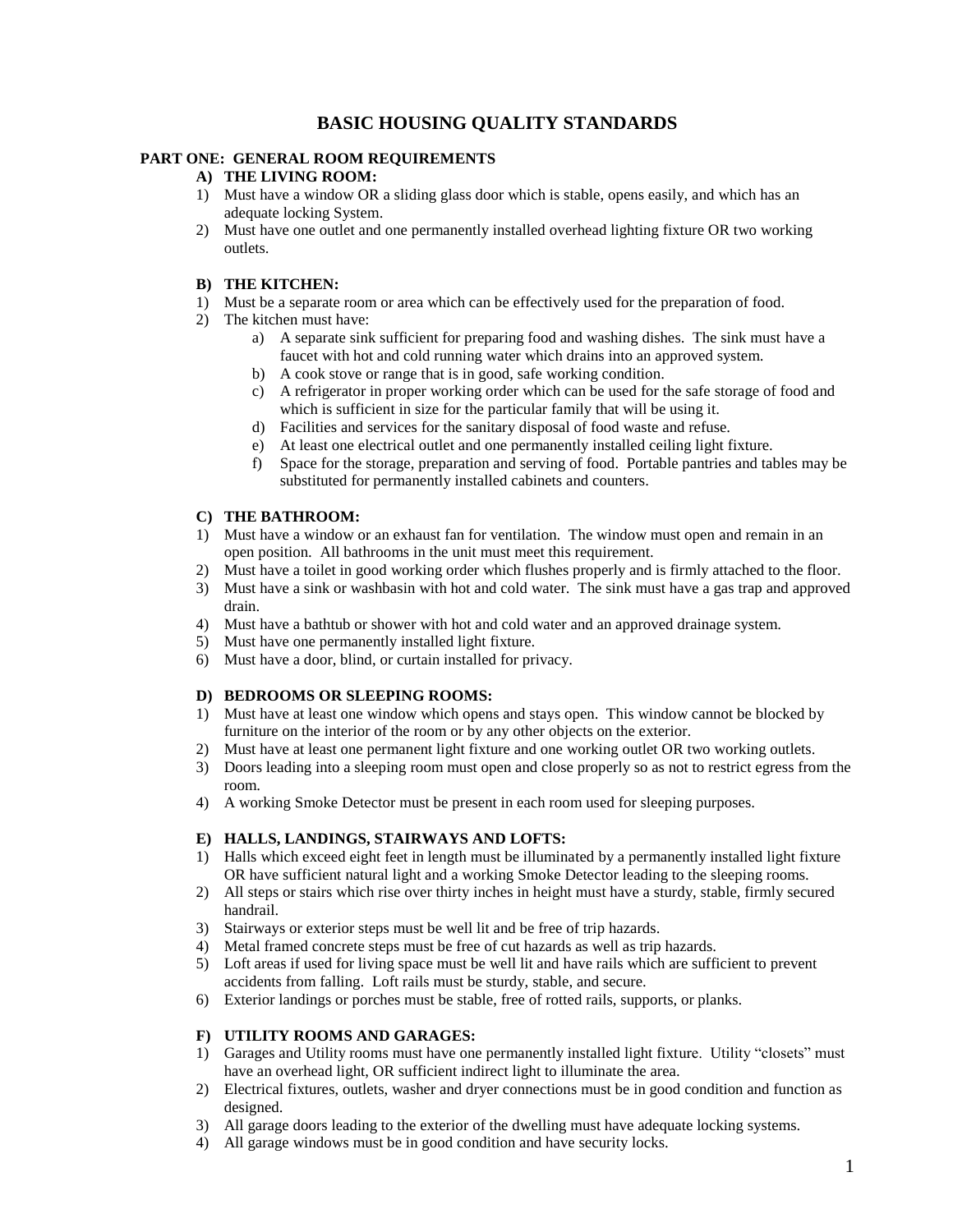# BASIC HOUSING QUALITY STANDARDS

## PART ONE: GENERAL ROOM REQUIREMENTS

### A) THE LIVING ROOM:

1) Must have a window OR a sliding glass door which is stable, opens easily, and which has an adequate locking System.
2) Must have one outlet and one permanently installed overhead lighting fixture OR two working outlets.

### B) THE KITCHEN:

1) Must be a separate room or area which can be effectively used for the preparation of food.
2) The kitchen must have:
   a) A separate sink sufficient for preparing food and washing dishes. The sink must have a faucet with hot and cold running water which drains into an approved system.
   b) A cook stove or range that is in good, safe working condition.
   c) A refrigerator in proper working order which can be used for the safe storage of food and which is sufficient in size for the particular family that will be using it.
   d) Facilities and services for the sanitary disposal of food waste and refuse.
   e) At least one electrical outlet and one permanently installed ceiling light fixture.
   f) Space for the storage, preparation and serving of food. Portable pantries and tables may be substituted for permanently installed cabinets and counters.

### C) THE BATHROOM:

1) Must have a window or an exhaust fan for ventilation. The window must open and remain in an open position. All bathrooms in the unit must meet this requirement.
2) Must have a toilet in good working order which flushes properly and is firmly attached to the floor.
3) Must have a sink or washbasin with hot and cold water. The sink must have a gas trap and approved drain.
4) Must have a bathtub or shower with hot and cold water and an approved drainage system.
5) Must have one permanently installed light fixture.
6) Must have a door, blind, or curtain installed for privacy.

### D) BEDROOMS OR SLEEPING ROOMS:

1) Must have at least one window which opens and stays open. This window cannot be blocked by furniture on the interior of the room or by any other objects on the exterior.
2) Must have at least one permanent light fixture and one working outlet OR two working outlets.
3) Doors leading into a sleeping room must open and close properly so as not to restrict egress from the room.
4) A working Smoke Detector must be present in each room used for sleeping purposes.

### E) HALLS, LANDINGS, STAIRWAYS AND LOFTS:

1) Halls which exceed eight feet in length must be illuminated by a permanently installed light fixture OR have sufficient natural light and a working Smoke Detector leading to the sleeping rooms.
2) All steps or stairs which rise over thirty inches in height must have a sturdy, stable, firmly secured handrail.
3) Stairways or exterior steps must be well lit and be free of trip hazards.
4) Metal framed concrete steps must be free of cut hazards as well as trip hazards.
5) Loft areas if used for living space must be well lit and have rails which are sufficient to prevent accidents from falling. Loft rails must be sturdy, stable, and secure.
6) Exterior landings or porches must be stable, free of rotted rails, supports, or planks.

### F) UTILITY ROOMS AND GARAGES:

1) Garages and Utility rooms must have one permanently installed light fixture. Utility "closets" must have an overhead light, OR sufficient indirect light to illuminate the area.
2) Electrical fixtures, outlets, washer and dryer connections must be in good condition and function as designed.
3) All garage doors leading to the exterior of the dwelling must have adequate locking systems.
4) All garage windows must be in good condition and have security locks.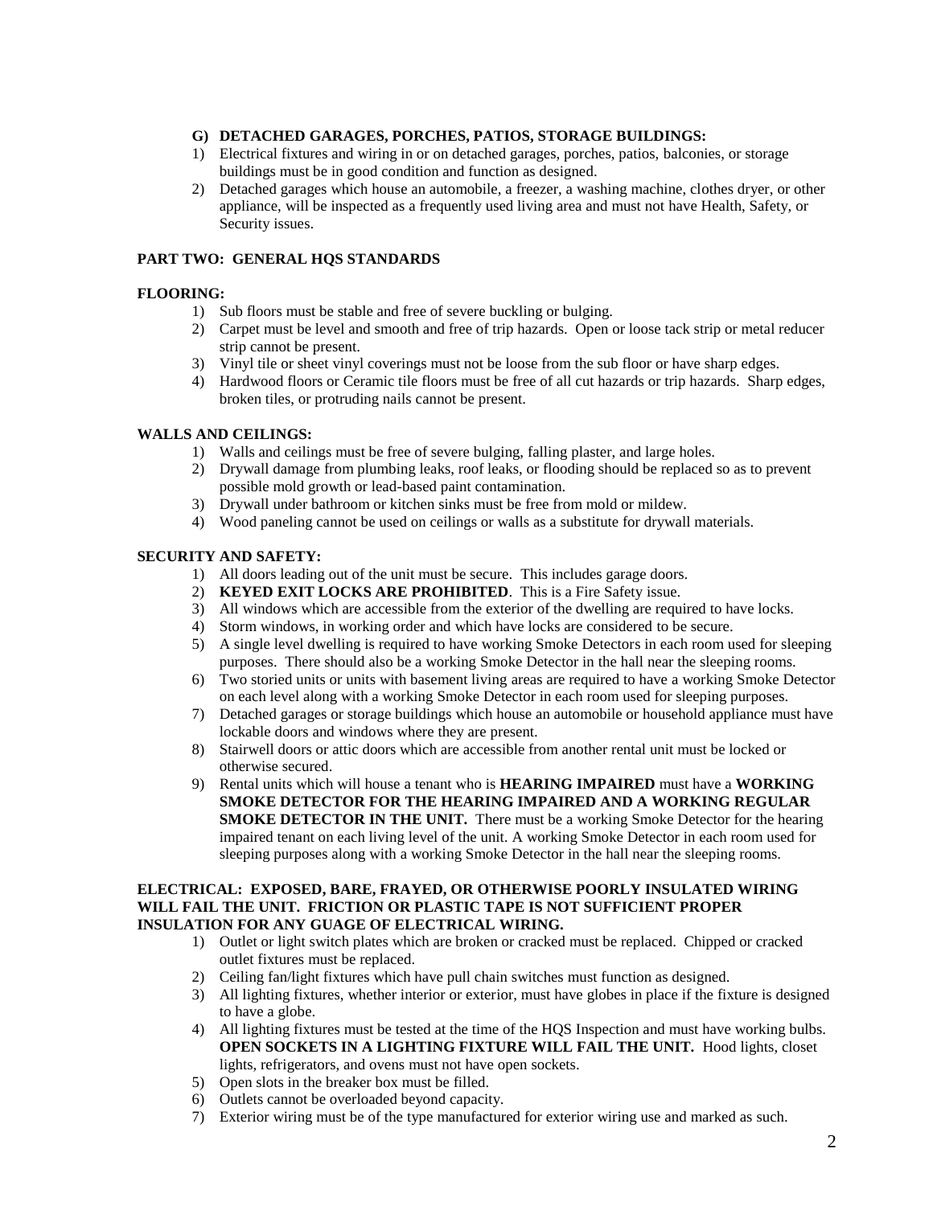### G) DETACHED GARAGES, PORCHES, PATIOS, STORAGE BUILDINGS:

1) Electrical fixtures and wiring in or on detached garages, porches, patios, balconies, or storage buildings must be in good condition and function as designed.
2) Detached garages which house an automobile, a freezer, a washing machine, clothes dryer, or other appliance, will be inspected as a frequently used living area and must not have Health, Safety, or Security issues.

## PART TWO: GENERAL HQS STANDARDS

### FLOORING:

1) Sub floors must be stable and free of severe buckling or bulging.
2) Carpet must be level and smooth and free of trip hazards. Open or loose tack strip or metal reducer strip cannot be present.
3) Vinyl tile or sheet vinyl coverings must not be loose from the sub floor or have sharp edges.
4) Hardwood floors or Ceramic tile floors must be free of all cut hazards or trip hazards. Sharp edges, broken tiles, or protruding nails cannot be present.

### WALLS AND CEILINGS:

1) Walls and ceilings must be free of severe bulging, falling plaster, and large holes.
2) Drywall damage from plumbing leaks, roof leaks, or flooding should be replaced so as to prevent possible mold growth or lead-based paint contamination.
3) Drywall under bathroom or kitchen sinks must be free from mold or mildew.
4) Wood paneling cannot be used on ceilings or walls as a substitute for drywall materials.

### SECURITY AND SAFETY:

1) All doors leading out of the unit must be secure. This includes garage doors.
2) **KEYED EXIT LOCKS ARE PROHIBITED**. This is a Fire Safety issue.
3) All windows which are accessible from the exterior of the dwelling are required to have locks.
4) Storm windows, in working order and which have locks are considered to be secure.
5) A single level dwelling is required to have working Smoke Detectors in each room used for sleeping purposes. There should also be a working Smoke Detector in the hall near the sleeping rooms.
6) Two storied units or units with basement living areas are required to have a working Smoke Detector on each level along with a working Smoke Detector in each room used for sleeping purposes.
7) Detached garages or storage buildings which house an automobile or household appliance must have lockable doors and windows where they are present.
8) Stairwell doors or attic doors which are accessible from another rental unit must be locked or otherwise secured.
9) Rental units which will house a tenant who is **HEARING IMPAIRED** must have a **WORKING SMOKE DETECTOR FOR THE HEARING IMPAIRED AND A WORKING REGULAR SMOKE DETECTOR IN THE UNIT.** There must be a working Smoke Detector for the hearing impaired tenant on each living level of the unit. A working Smoke Detector in each room used for sleeping purposes along with a working Smoke Detector in the hall near the sleeping rooms.

### ELECTRICAL: EXPOSED, BARE, FRAYED, OR OTHERWISE POORLY INSULATED WIRING WILL FAIL THE UNIT. FRICTION OR PLASTIC TAPE IS NOT SUFFICIENT PROPER INSULATION FOR ANY GUAGE OF ELECTRICAL WIRING.

1) Outlet or light switch plates which are broken or cracked must be replaced. Chipped or cracked outlet fixtures must be replaced.
2) Ceiling fan/light fixtures which have pull chain switches must function as designed.
3) All lighting fixtures, whether interior or exterior, must have globes in place if the fixture is designed to have a globe.
4) All lighting fixtures must be tested at the time of the HQS Inspection and must have working bulbs. **OPEN SOCKETS IN A LIGHTING FIXTURE WILL FAIL THE UNIT.** Hood lights, closet lights, refrigerators, and ovens must not have open sockets.
5) Open slots in the breaker box must be filled.
6) Outlets cannot be overloaded beyond capacity.
7) Exterior wiring must be of the type manufactured for exterior wiring use and marked as such.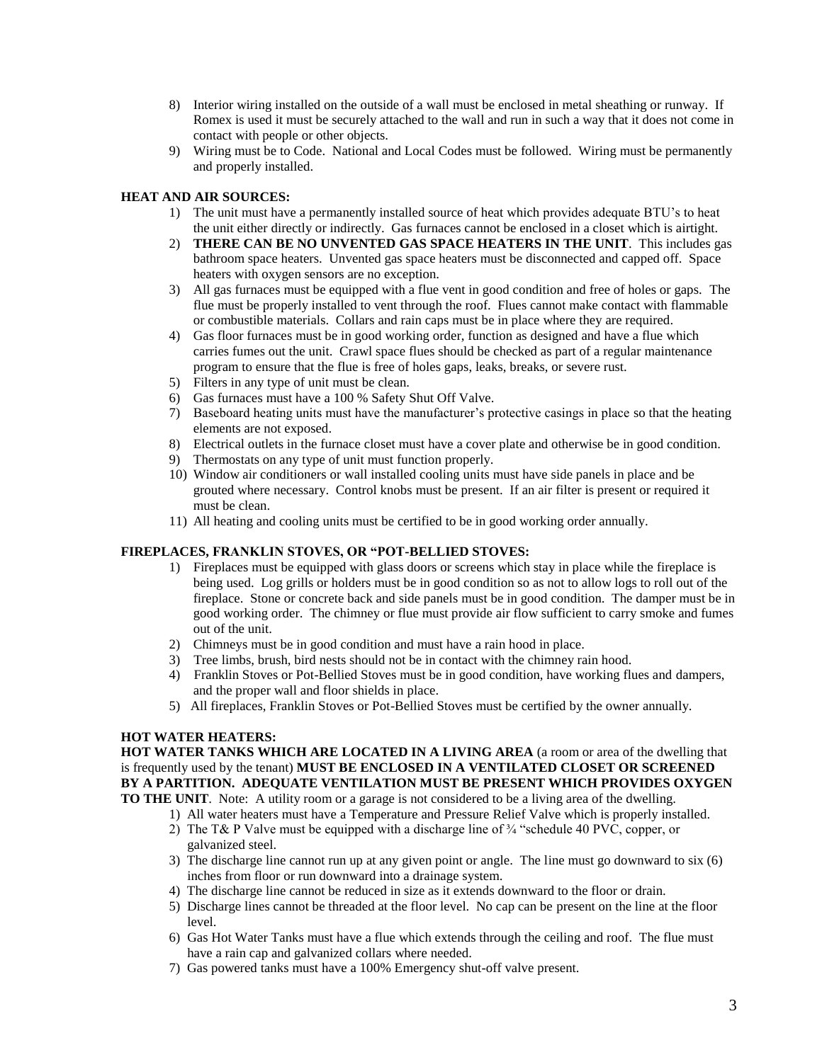8) Interior wiring installed on the outside of a wall must be enclosed in metal sheathing or runway. If Romex is used it must be securely attached to the wall and run in such a way that it does not come in contact with people or other objects.
9) Wiring must be to Code. National and Local Codes must be followed. Wiring must be permanently and properly installed.

**HEAT AND AIR SOURCES:**

1) The unit must have a permanently installed source of heat which provides adequate BTU's to heat the unit either directly or indirectly. Gas furnaces cannot be enclosed in a closet which is airtight.
2) **THERE CAN BE NO UNVENTED GAS SPACE HEATERS IN THE UNIT**. This includes gas bathroom space heaters. Unvented gas space heaters must be disconnected and capped off. Space heaters with oxygen sensors are no exception.
3) All gas furnaces must be equipped with a flue vent in good condition and free of holes or gaps. The flue must be properly installed to vent through the roof. Flues cannot make contact with flammable or combustible materials. Collars and rain caps must be in place where they are required.
4) Gas floor furnaces must be in good working order, function as designed and have a flue which carries fumes out the unit. Crawl space flues should be checked as part of a regular maintenance program to ensure that the flue is free of holes gaps, leaks, breaks, or severe rust.
5) Filters in any type of unit must be clean.
6) Gas furnaces must have a 100 % Safety Shut Off Valve.
7) Baseboard heating units must have the manufacturer's protective casings in place so that the heating elements are not exposed.
8) Electrical outlets in the furnace closet must have a cover plate and otherwise be in good condition.
9) Thermostats on any type of unit must function properly.
10) Window air conditioners or wall installed cooling units must have side panels in place and be grouted where necessary. Control knobs must be present. If an air filter is present or required it must be clean.
11) All heating and cooling units must be certified to be in good working order annually.

**FIREPLACES, FRANKLIN STOVES, OR "POT-BELLIED STOVES:**

1) Fireplaces must be equipped with glass doors or screens which stay in place while the fireplace is being used. Log grills or holders must be in good condition so as not to allow logs to roll out of the fireplace. Stone or concrete back and side panels must be in good condition. The damper must be in good working order. The chimney or flue must provide air flow sufficient to carry smoke and fumes out of the unit.
2) Chimneys must be in good condition and must have a rain hood in place.
3) Tree limbs, brush, bird nests should not be in contact with the chimney rain hood.
4) Franklin Stoves or Pot-Bellied Stoves must be in good condition, have working flues and dampers, and the proper wall and floor shields in place.
5) All fireplaces, Franklin Stoves or Pot-Bellied Stoves must be certified by the owner annually.

**HOT WATER HEATERS:**

**HOT WATER TANKS WHICH ARE LOCATED IN A LIVING AREA** (a room or area of the dwelling that is frequently used by the tenant) **MUST BE ENCLOSED IN A VENTILATED CLOSET OR SCREENED BY A PARTITION. ADEQUATE VENTILATION MUST BE PRESENT WHICH PROVIDES OXYGEN TO THE UNIT**. Note: A utility room or a garage is not considered to be a living area of the dwelling.

1) All water heaters must have a Temperature and Pressure Relief Valve which is properly installed.
2) The T& P Valve must be equipped with a discharge line of ¾ "schedule 40 PVC, copper, or galvanized steel.
3) The discharge line cannot run up at any given point or angle. The line must go downward to six (6) inches from floor or run downward into a drainage system.
4) The discharge line cannot be reduced in size as it extends downward to the floor or drain.
5) Discharge lines cannot be threaded at the floor level. No cap can be present on the line at the floor level.
6) Gas Hot Water Tanks must have a flue which extends through the ceiling and roof. The flue must have a rain cap and galvanized collars where needed.
7) Gas powered tanks must have a 100% Emergency shut-off valve present.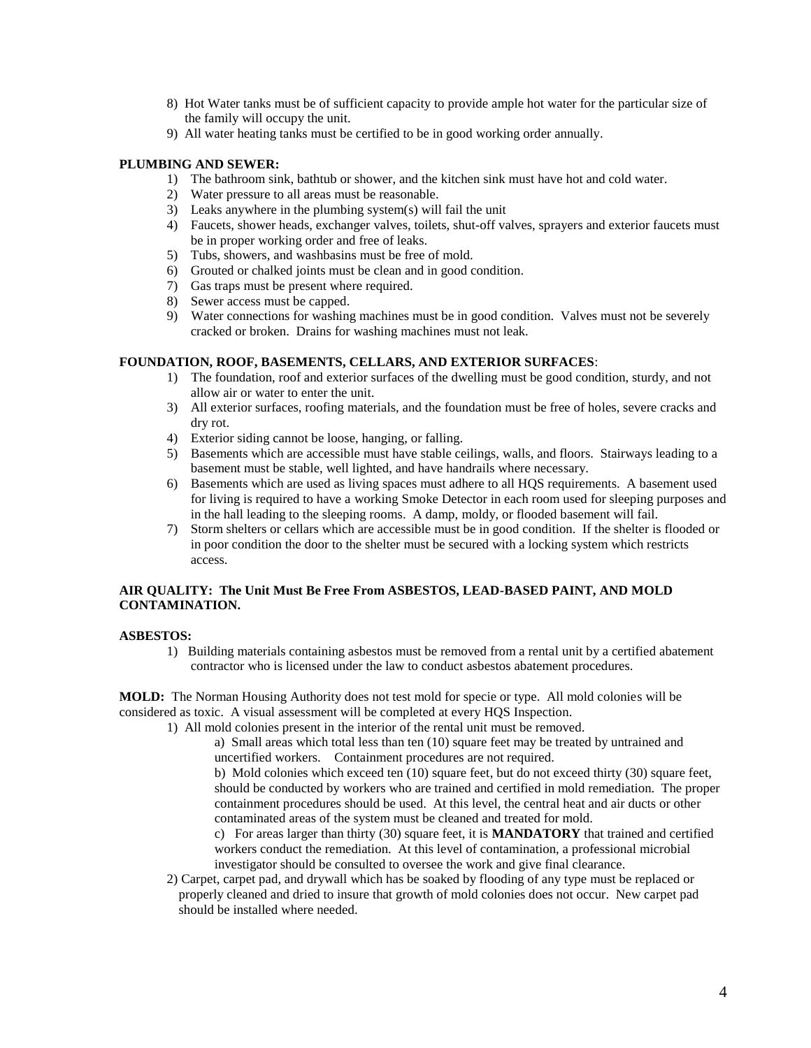8) Hot Water tanks must be of sufficient capacity to provide ample hot water for the particular size of the family will occupy the unit.
9) All water heating tanks must be certified to be in good working order annually.

**PLUMBING AND SEWER:**

1) The bathroom sink, bathtub or shower, and the kitchen sink must have hot and cold water.
2) Water pressure to all areas must be reasonable.
3) Leaks anywhere in the plumbing system(s) will fail the unit
4) Faucets, shower heads, exchanger valves, toilets, shut-off valves, sprayers and exterior faucets must be in proper working order and free of leaks.
5) Tubs, showers, and washbasins must be free of mold.
6) Grouted or chalked joints must be clean and in good condition.
7) Gas traps must be present where required.
8) Sewer access must be capped.
9) Water connections for washing machines must be in good condition. Valves must not be severely cracked or broken. Drains for washing machines must not leak.

**FOUNDATION, ROOF, BASEMENTS, CELLARS, AND EXTERIOR SURFACES**:

1) The foundation, roof and exterior surfaces of the dwelling must be good condition, sturdy, and not allow air or water to enter the unit.
3) All exterior surfaces, roofing materials, and the foundation must be free of holes, severe cracks and dry rot.
4) Exterior siding cannot be loose, hanging, or falling.
5) Basements which are accessible must have stable ceilings, walls, and floors. Stairways leading to a basement must be stable, well lighted, and have handrails where necessary.
6) Basements which are used as living spaces must adhere to all HQS requirements. A basement used for living is required to have a working Smoke Detector in each room used for sleeping purposes and in the hall leading to the sleeping rooms. A damp, moldy, or flooded basement will fail.
7) Storm shelters or cellars which are accessible must be in good condition. If the shelter is flooded or in poor condition the door to the shelter must be secured with a locking system which restricts access.

**AIR QUALITY: The Unit Must Be Free From ASBESTOS, LEAD-BASED PAINT, AND MOLD CONTAMINATION.**

**ASBESTOS:**

1) Building materials containing asbestos must be removed from a rental unit by a certified abatement contractor who is licensed under the law to conduct asbestos abatement procedures.

**MOLD:** The Norman Housing Authority does not test mold for specie or type. All mold colonies will be considered as toxic. A visual assessment will be completed at every HQS Inspection.

1) All mold colonies present in the interior of the rental unit must be removed.
   a) Small areas which total less than ten (10) square feet may be treated by untrained and uncertified workers. Containment procedures are not required.
   b) Mold colonies which exceed ten (10) square feet, but do not exceed thirty (30) square feet, should be conducted by workers who are trained and certified in mold remediation. The proper containment procedures should be used. At this level, the central heat and air ducts or other contaminated areas of the system must be cleaned and treated for mold.
   c) For areas larger than thirty (30) square feet, it is **MANDATORY** that trained and certified workers conduct the remediation. At this level of contamination, a professional microbial investigator should be consulted to oversee the work and give final clearance.
2) Carpet, carpet pad, and drywall which has be soaked by flooding of any type must be replaced or properly cleaned and dried to insure that growth of mold colonies does not occur. New carpet pad should be installed where needed.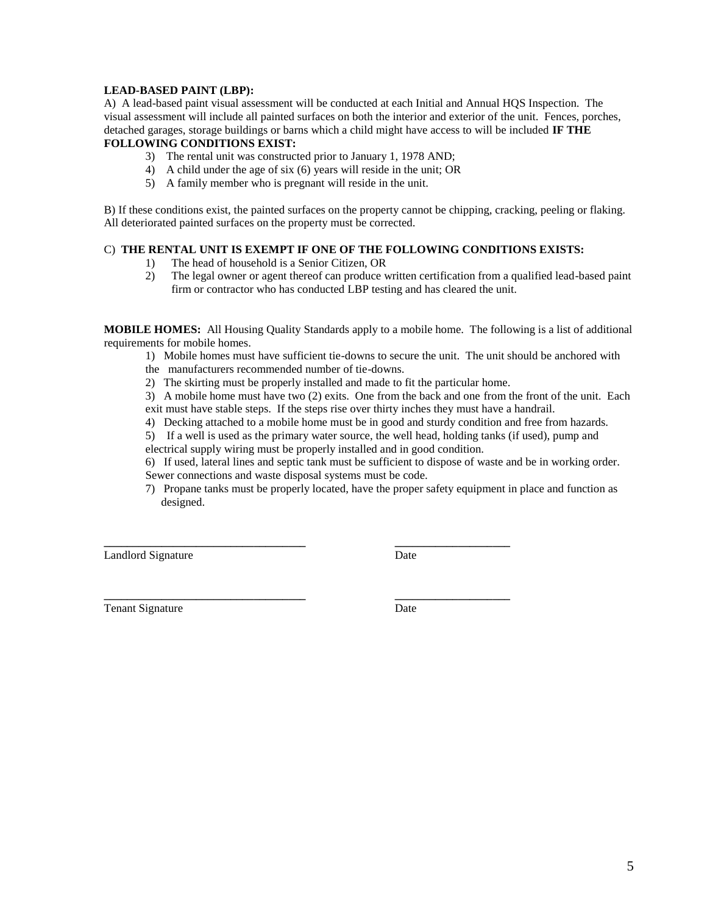**LEAD-BASED PAINT (LBP):**

A) A lead-based paint visual assessment will be conducted at each Initial and Annual HQS Inspection. The visual assessment will include all painted surfaces on both the interior and exterior of the unit. Fences, porches, detached garages, storage buildings or barns which a child might have access to will be included **IF THE FOLLOWING CONDITIONS EXIST:**

3) The rental unit was constructed prior to January 1, 1978 AND;
4) A child under the age of six (6) years will reside in the unit; OR
5) A family member who is pregnant will reside in the unit.

B) If these conditions exist, the painted surfaces on the property cannot be chipping, cracking, peeling or flaking. All deteriorated painted surfaces on the property must be corrected.

C) **THE RENTAL UNIT IS EXEMPT IF ONE OF THE FOLLOWING CONDITIONS EXISTS:**

1) The head of household is a Senior Citizen, OR
2) The legal owner or agent thereof can produce written certification from a qualified lead-based paint firm or contractor who has conducted LBP testing and has cleared the unit.

**MOBILE HOMES:** All Housing Quality Standards apply to a mobile home. The following is a list of additional requirements for mobile homes.

1) Mobile homes must have sufficient tie-downs to secure the unit. The unit should be anchored with the manufacturers recommended number of tie-downs.
2) The skirting must be properly installed and made to fit the particular home.
3) A mobile home must have two (2) exits. One from the back and one from the front of the unit. Each exit must have stable steps. If the steps rise over thirty inches they must have a handrail.
4) Decking attached to a mobile home must be in good and sturdy condition and free from hazards.
5) If a well is used as the primary water source, the well head, holding tanks (if used), pump and electrical supply wiring must be properly installed and in good condition.
6) If used, lateral lines and septic tank must be sufficient to dispose of waste and be in working order. Sewer connections and waste disposal systems must be code.
7) Propane tanks must be properly located, have the proper safety equipment in place and function as designed.

\_\_\_\_\_\_\_\_\_\_\_\_\_\_\_\_\_\_\_\_\_\_\_\_\_\_\_\_\_\_\_\_\_\_ \_\_\_\_\_\_\_\_\_\_\_\_\_\_\_\_\_\_\_\_

Landlord Signature Date

\_\_\_\_\_\_\_\_\_\_\_\_\_\_\_\_\_\_\_\_\_\_\_\_\_\_\_\_\_\_\_\_\_\_ \_\_\_\_\_\_\_\_\_\_\_\_\_\_\_\_\_\_\_\_

Tenant Signature Date